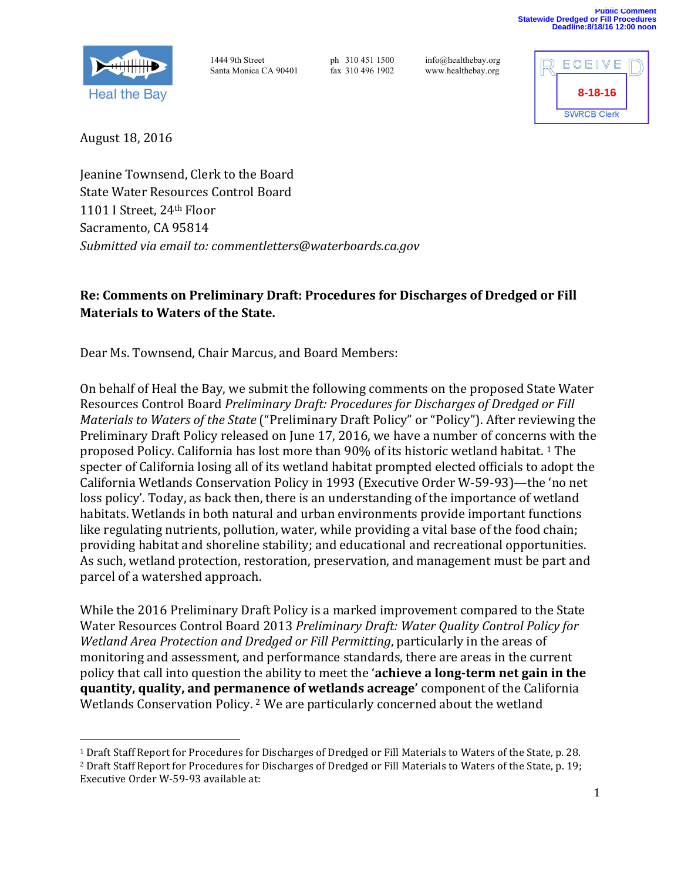Public Comment
Statewide Dredged or Fill Procedures
Deadline:8/18/16 12:00 noon

Heal the Bay

1444 9th Street
Santa Monica CA 90401

ph 310 451 1500
fax 310 496 1902

info@healthebay.org
www.healthebay.org

RECEIVED
8-18-16
SWRCB Clerk

August 18, 2016

Jeanine Townsend, Clerk to the Board
State Water Resources Control Board
1101 I Street, 24th Floor
Sacramento, CA 95814
*Submitted via email to: commentletters@waterboards.ca.gov*

**Re: Comments on Preliminary Draft: Procedures for Discharges of Dredged or Fill Materials to Waters of the State.**

Dear Ms. Townsend, Chair Marcus, and Board Members:

On behalf of Heal the Bay, we submit the following comments on the proposed State Water Resources Control Board *Preliminary Draft: Procedures for Discharges of Dredged or Fill Materials to Waters of the State* ("Preliminary Draft Policy" or "Policy"). After reviewing the Preliminary Draft Policy released on June 17, 2016, we have a number of concerns with the proposed Policy. California has lost more than 90% of its historic wetland habitat. [1] The specter of California losing all of its wetland habitat prompted elected officials to adopt the California Wetlands Conservation Policy in 1993 (Executive Order W-59-93)—the 'no net loss policy'. Today, as back then, there is an understanding of the importance of wetland habitats. Wetlands in both natural and urban environments provide important functions like regulating nutrients, pollution, water, while providing a vital base of the food chain; providing habitat and shoreline stability; and educational and recreational opportunities. As such, wetland protection, restoration, preservation, and management must be part and parcel of a watershed approach.

While the 2016 Preliminary Draft Policy is a marked improvement compared to the State Water Resources Control Board 2013 *Preliminary Draft: Water Quality Control Policy for Wetland Area Protection and Dredged or Fill Permitting*, particularly in the areas of monitoring and assessment, and performance standards, there are areas in the current policy that call into question the ability to meet the '**achieve a long-term net gain in the quantity, quality, and permanence of wetlands acreage'** component of the California Wetlands Conservation Policy. [2] We are particularly concerned about the wetland

---

[1] Draft Staff Report for Procedures for Discharges of Dredged or Fill Materials to Waters of the State, p. 28.
[2] Draft Staff Report for Procedures for Discharges of Dredged or Fill Materials to Waters of the State, p. 19; Executive Order W-59-93 available at: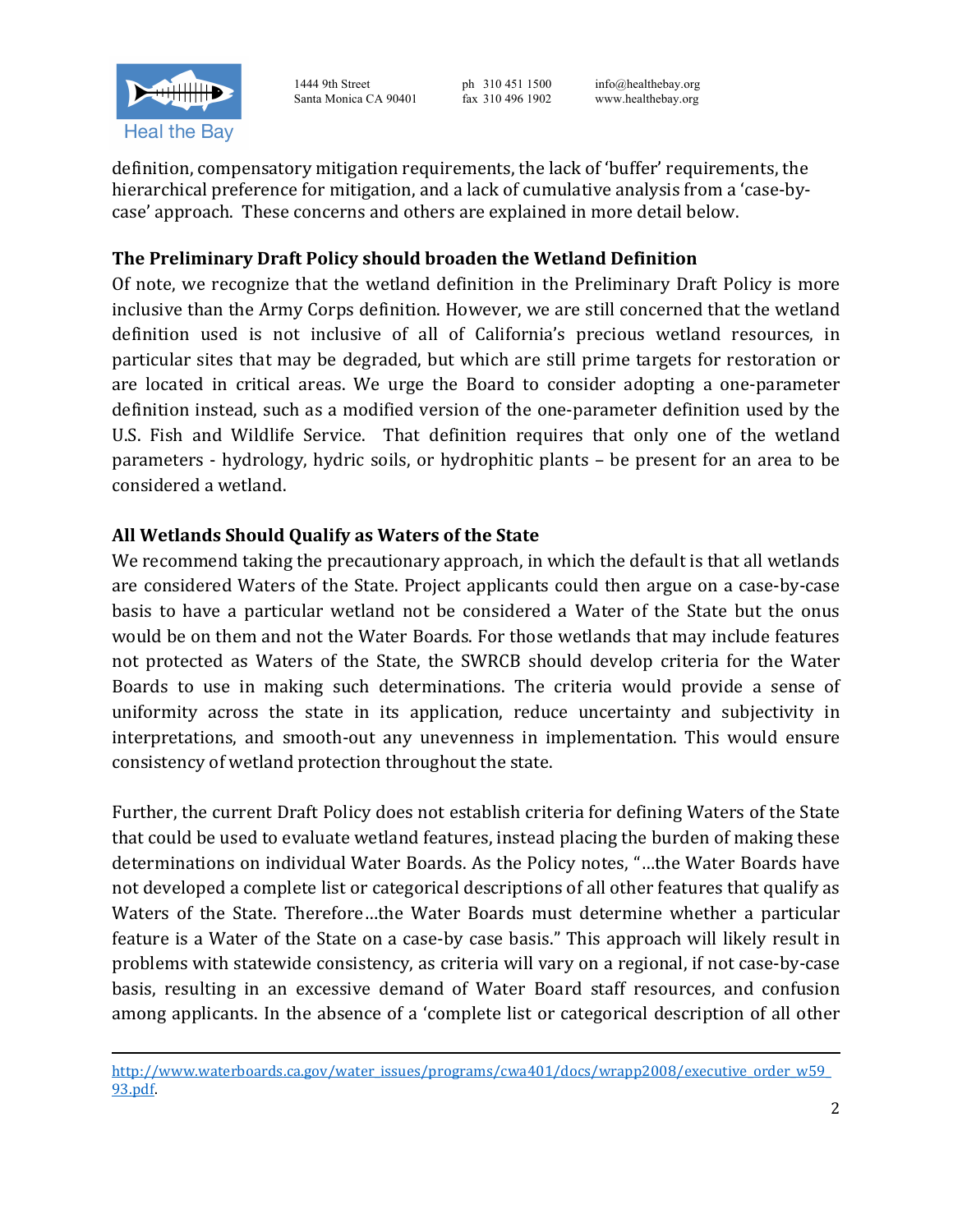definition, compensatory mitigation requirements, the lack of 'buffer' requirements, the hierarchical preference for mitigation, and a lack of cumulative analysis from a 'case-by-case' approach. These concerns and others are explained in more detail below.

**The Preliminary Draft Policy should broaden the Wetland Definition**

Of note, we recognize that the wetland definition in the Preliminary Draft Policy is more inclusive than the Army Corps definition. However, we are still concerned that the wetland definition used is not inclusive of all of California's precious wetland resources, in particular sites that may be degraded, but which are still prime targets for restoration or are located in critical areas. We urge the Board to consider adopting a one-parameter definition instead, such as a modified version of the one-parameter definition used by the U.S. Fish and Wildlife Service. That definition requires that only one of the wetland parameters - hydrology, hydric soils, or hydrophitic plants – be present for an area to be considered a wetland.

**All Wetlands Should Qualify as Waters of the State**

We recommend taking the precautionary approach, in which the default is that all wetlands are considered Waters of the State. Project applicants could then argue on a case-by-case basis to have a particular wetland not be considered a Water of the State but the onus would be on them and not the Water Boards. For those wetlands that may include features not protected as Waters of the State, the SWRCB should develop criteria for the Water Boards to use in making such determinations. The criteria would provide a sense of uniformity across the state in its application, reduce uncertainty and subjectivity in interpretations, and smooth-out any unevenness in implementation. This would ensure consistency of wetland protection throughout the state.

Further, the current Draft Policy does not establish criteria for defining Waters of the State that could be used to evaluate wetland features, instead placing the burden of making these determinations on individual Water Boards. As the Policy notes, "…the Water Boards have not developed a complete list or categorical descriptions of all other features that qualify as Waters of the State. Therefore…the Water Boards must determine whether a particular feature is a Water of the State on a case-by case basis." This approach will likely result in problems with statewide consistency, as criteria will vary on a regional, if not case-by-case basis, resulting in an excessive demand of Water Board staff resources, and confusion among applicants. In the absence of a 'complete list or categorical description of all other

---

http://www.waterboards.ca.gov/water_issues/programs/cwa401/docs/wrapp2008/executive_order_w59_93.pdf.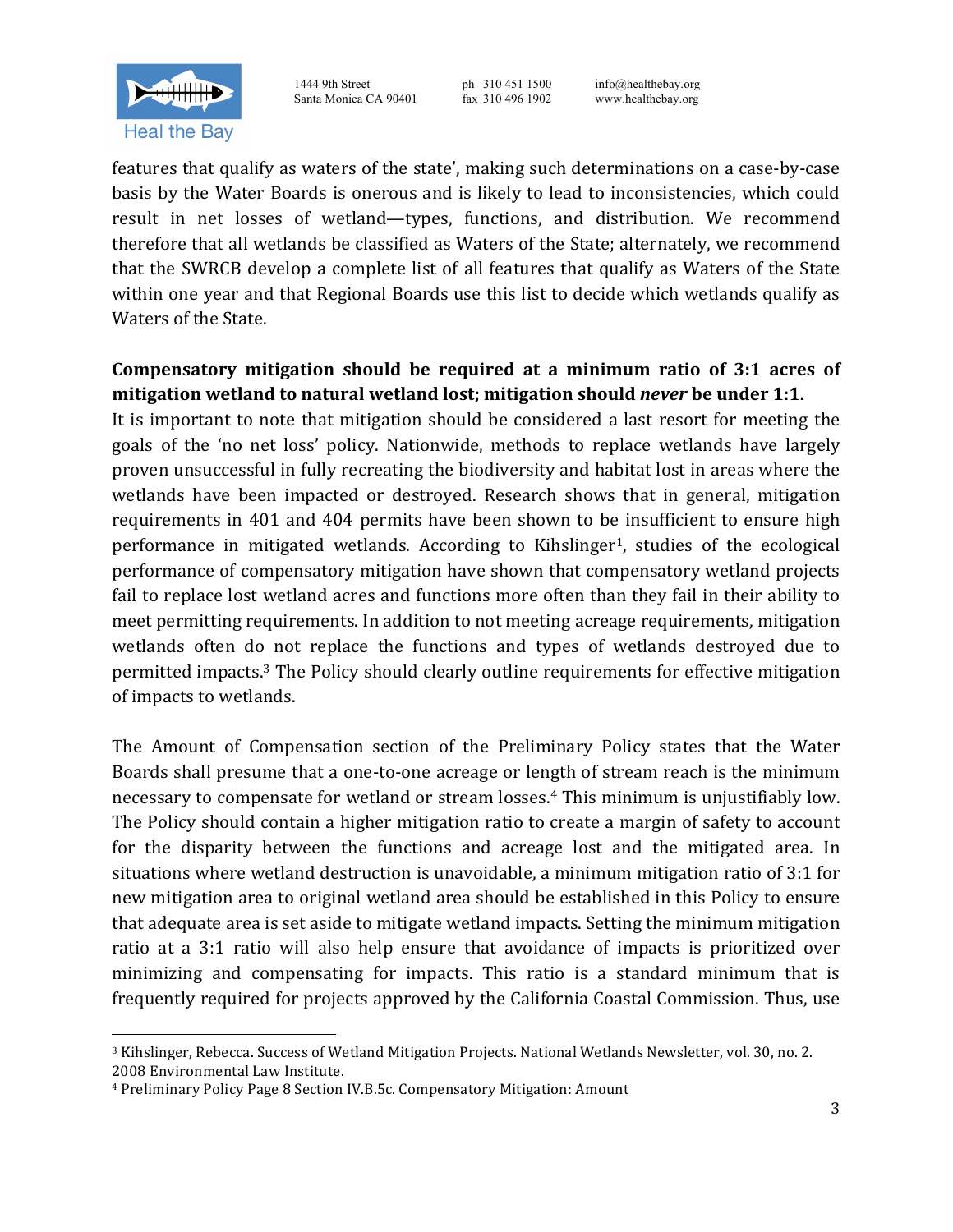features that qualify as waters of the state', making such determinations on a case-by-case basis by the Water Boards is onerous and is likely to lead to inconsistencies, which could result in net losses of wetland—types, functions, and distribution. We recommend therefore that all wetlands be classified as Waters of the State; alternately, we recommend that the SWRCB develop a complete list of all features that qualify as Waters of the State within one year and that Regional Boards use this list to decide which wetlands qualify as Waters of the State.

**Compensatory mitigation should be required at a minimum ratio of 3:1 acres of mitigation wetland to natural wetland lost; mitigation should *never* be under 1:1.**

It is important to note that mitigation should be considered a last resort for meeting the goals of the 'no net loss' policy. Nationwide, methods to replace wetlands have largely proven unsuccessful in fully recreating the biodiversity and habitat lost in areas where the wetlands have been impacted or destroyed. Research shows that in general, mitigation requirements in 401 and 404 permits have been shown to be insufficient to ensure high performance in mitigated wetlands. According to Kihslinger[1], studies of the ecological performance of compensatory mitigation have shown that compensatory wetland projects fail to replace lost wetland acres and functions more often than they fail in their ability to meet permitting requirements. In addition to not meeting acreage requirements, mitigation wetlands often do not replace the functions and types of wetlands destroyed due to permitted impacts.[3] The Policy should clearly outline requirements for effective mitigation of impacts to wetlands.

The Amount of Compensation section of the Preliminary Policy states that the Water Boards shall presume that a one-to-one acreage or length of stream reach is the minimum necessary to compensate for wetland or stream losses.[4] This minimum is unjustifiably low. The Policy should contain a higher mitigation ratio to create a margin of safety to account for the disparity between the functions and acreage lost and the mitigated area. In situations where wetland destruction is unavoidable, a minimum mitigation ratio of 3:1 for new mitigation area to original wetland area should be established in this Policy to ensure that adequate area is set aside to mitigate wetland impacts. Setting the minimum mitigation ratio at a 3:1 ratio will also help ensure that avoidance of impacts is prioritized over minimizing and compensating for impacts. This ratio is a standard minimum that is frequently required for projects approved by the California Coastal Commission. Thus, use

---

[3] Kihslinger, Rebecca. Success of Wetland Mitigation Projects. National Wetlands Newsletter, vol. 30, no. 2. 2008 Environmental Law Institute.

[4] Preliminary Policy Page 8 Section IV.B.5c. Compensatory Mitigation: Amount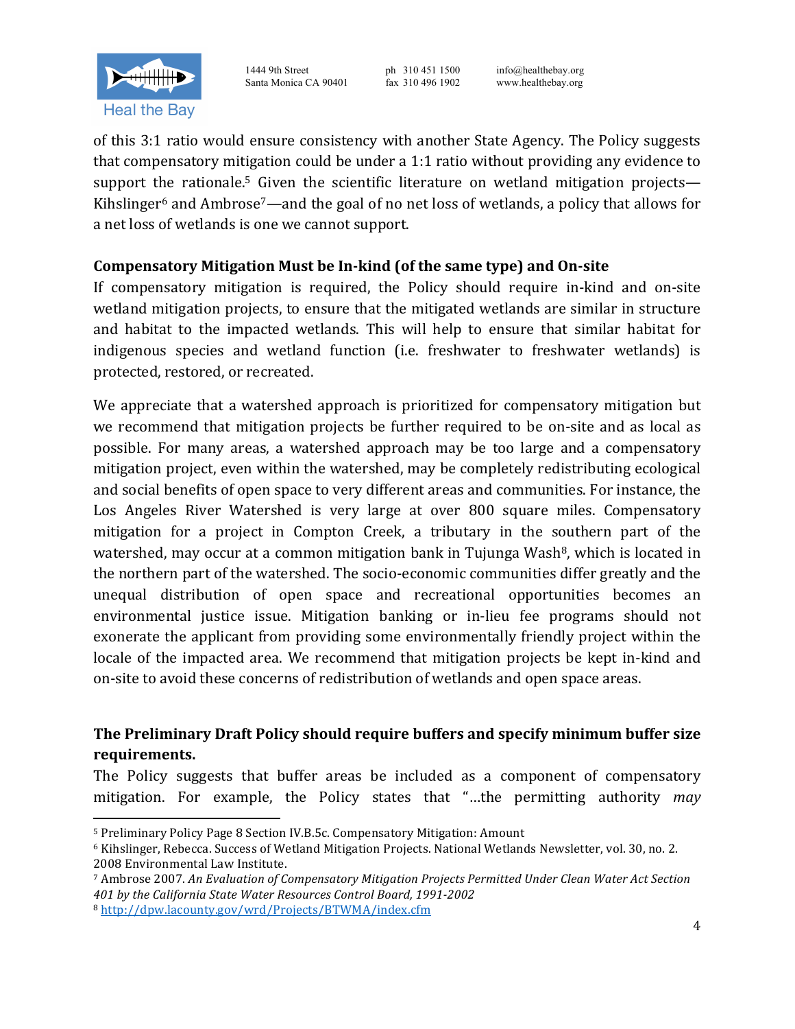of this 3:1 ratio would ensure consistency with another State Agency. The Policy suggests that compensatory mitigation could be under a 1:1 ratio without providing any evidence to support the rationale.[5] Given the scientific literature on wetland mitigation projects—Kihslinger[6] and Ambrose[7]—and the goal of no net loss of wetlands, a policy that allows for a net loss of wetlands is one we cannot support.

**Compensatory Mitigation Must be In-kind (of the same type) and On-site**

If compensatory mitigation is required, the Policy should require in-kind and on-site wetland mitigation projects, to ensure that the mitigated wetlands are similar in structure and habitat to the impacted wetlands. This will help to ensure that similar habitat for indigenous species and wetland function (i.e. freshwater to freshwater wetlands) is protected, restored, or recreated.

We appreciate that a watershed approach is prioritized for compensatory mitigation but we recommend that mitigation projects be further required to be on-site and as local as possible. For many areas, a watershed approach may be too large and a compensatory mitigation project, even within the watershed, may be completely redistributing ecological and social benefits of open space to very different areas and communities. For instance, the Los Angeles River Watershed is very large at over 800 square miles. Compensatory mitigation for a project in Compton Creek, a tributary in the southern part of the watershed, may occur at a common mitigation bank in Tujunga Wash[8], which is located in the northern part of the watershed. The socio-economic communities differ greatly and the unequal distribution of open space and recreational opportunities becomes an environmental justice issue. Mitigation banking or in-lieu fee programs should not exonerate the applicant from providing some environmentally friendly project within the locale of the impacted area. We recommend that mitigation projects be kept in-kind and on-site to avoid these concerns of redistribution of wetlands and open space areas.

**The Preliminary Draft Policy should require buffers and specify minimum buffer size requirements.**

The Policy suggests that buffer areas be included as a component of compensatory mitigation. For example, the Policy states that "…the permitting authority *may*

---

[5] Preliminary Policy Page 8 Section IV.B.5c. Compensatory Mitigation: Amount

[6] Kihslinger, Rebecca. Success of Wetland Mitigation Projects. National Wetlands Newsletter, vol. 30, no. 2. 2008 Environmental Law Institute.

[7] Ambrose 2007. *An Evaluation of Compensatory Mitigation Projects Permitted Under Clean Water Act Section 401 by the California State Water Resources Control Board, 1991-2002*

[8] http://dpw.lacounty.gov/wrd/Projects/BTWMA/index.cfm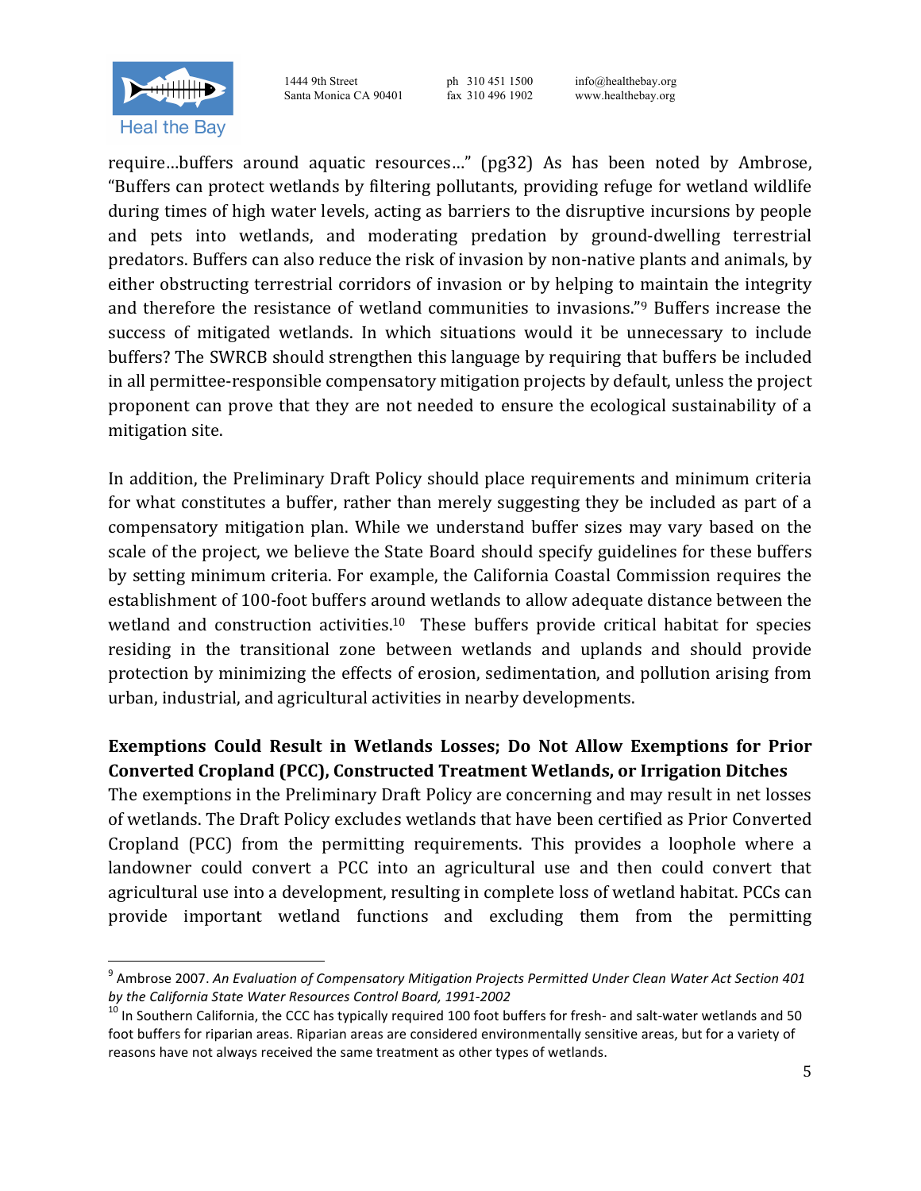require…buffers around aquatic resources…" (pg32) As has been noted by Ambrose, "Buffers can protect wetlands by filtering pollutants, providing refuge for wetland wildlife during times of high water levels, acting as barriers to the disruptive incursions by people and pets into wetlands, and moderating predation by ground-dwelling terrestrial predators. Buffers can also reduce the risk of invasion by non-native plants and animals, by either obstructing terrestrial corridors of invasion or by helping to maintain the integrity and therefore the resistance of wetland communities to invasions."[9] Buffers increase the success of mitigated wetlands. In which situations would it be unnecessary to include buffers? The SWRCB should strengthen this language by requiring that buffers be included in all permittee-responsible compensatory mitigation projects by default, unless the project proponent can prove that they are not needed to ensure the ecological sustainability of a mitigation site.

In addition, the Preliminary Draft Policy should place requirements and minimum criteria for what constitutes a buffer, rather than merely suggesting they be included as part of a compensatory mitigation plan. While we understand buffer sizes may vary based on the scale of the project, we believe the State Board should specify guidelines for these buffers by setting minimum criteria. For example, the California Coastal Commission requires the establishment of 100-foot buffers around wetlands to allow adequate distance between the wetland and construction activities.[10] These buffers provide critical habitat for species residing in the transitional zone between wetlands and uplands and should provide protection by minimizing the effects of erosion, sedimentation, and pollution arising from urban, industrial, and agricultural activities in nearby developments.

**Exemptions Could Result in Wetlands Losses; Do Not Allow Exemptions for Prior Converted Cropland (PCC), Constructed Treatment Wetlands, or Irrigation Ditches**

The exemptions in the Preliminary Draft Policy are concerning and may result in net losses of wetlands. The Draft Policy excludes wetlands that have been certified as Prior Converted Cropland (PCC) from the permitting requirements. This provides a loophole where a landowner could convert a PCC into an agricultural use and then could convert that agricultural use into a development, resulting in complete loss of wetland habitat. PCCs can provide important wetland functions and excluding them from the permitting

---

[9] Ambrose 2007. *An Evaluation of Compensatory Mitigation Projects Permitted Under Clean Water Act Section 401 by the California State Water Resources Control Board, 1991-2002*

[10] In Southern California, the CCC has typically required 100 foot buffers for fresh- and salt-water wetlands and 50 foot buffers for riparian areas. Riparian areas are considered environmentally sensitive areas, but for a variety of reasons have not always received the same treatment as other types of wetlands.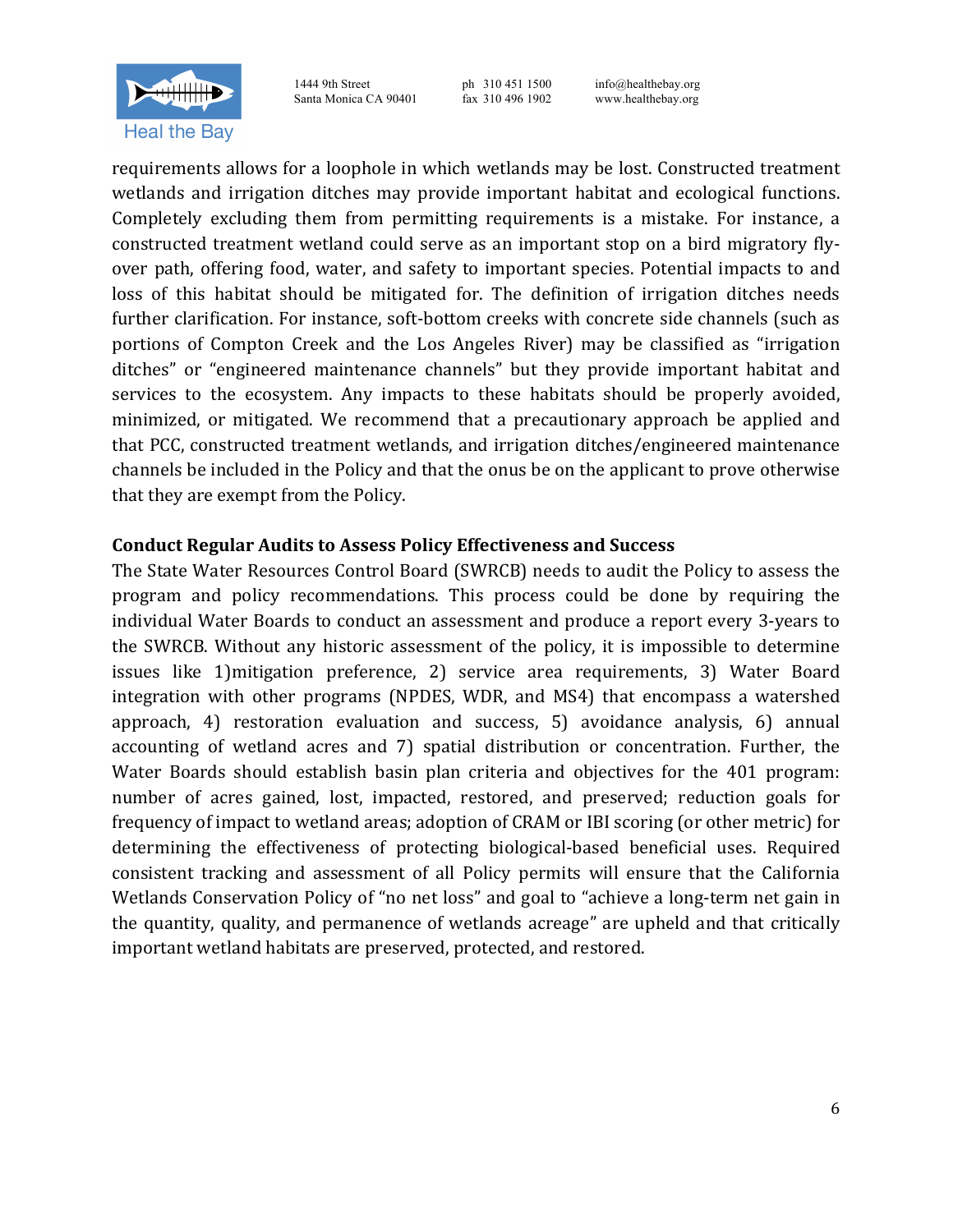requirements allows for a loophole in which wetlands may be lost. Constructed treatment wetlands and irrigation ditches may provide important habitat and ecological functions. Completely excluding them from permitting requirements is a mistake. For instance, a constructed treatment wetland could serve as an important stop on a bird migratory fly-over path, offering food, water, and safety to important species. Potential impacts to and loss of this habitat should be mitigated for. The definition of irrigation ditches needs further clarification. For instance, soft-bottom creeks with concrete side channels (such as portions of Compton Creek and the Los Angeles River) may be classified as "irrigation ditches" or "engineered maintenance channels" but they provide important habitat and services to the ecosystem. Any impacts to these habitats should be properly avoided, minimized, or mitigated. We recommend that a precautionary approach be applied and that PCC, constructed treatment wetlands, and irrigation ditches/engineered maintenance channels be included in the Policy and that the onus be on the applicant to prove otherwise that they are exempt from the Policy.

**Conduct Regular Audits to Assess Policy Effectiveness and Success**

The State Water Resources Control Board (SWRCB) needs to audit the Policy to assess the program and policy recommendations. This process could be done by requiring the individual Water Boards to conduct an assessment and produce a report every 3-years to the SWRCB. Without any historic assessment of the policy, it is impossible to determine issues like 1)mitigation preference, 2) service area requirements, 3) Water Board integration with other programs (NPDES, WDR, and MS4) that encompass a watershed approach, 4) restoration evaluation and success, 5) avoidance analysis, 6) annual accounting of wetland acres and 7) spatial distribution or concentration. Further, the Water Boards should establish basin plan criteria and objectives for the 401 program: number of acres gained, lost, impacted, restored, and preserved; reduction goals for frequency of impact to wetland areas; adoption of CRAM or IBI scoring (or other metric) for determining the effectiveness of protecting biological-based beneficial uses. Required consistent tracking and assessment of all Policy permits will ensure that the California Wetlands Conservation Policy of "no net loss" and goal to "achieve a long-term net gain in the quantity, quality, and permanence of wetlands acreage" are upheld and that critically important wetland habitats are preserved, protected, and restored.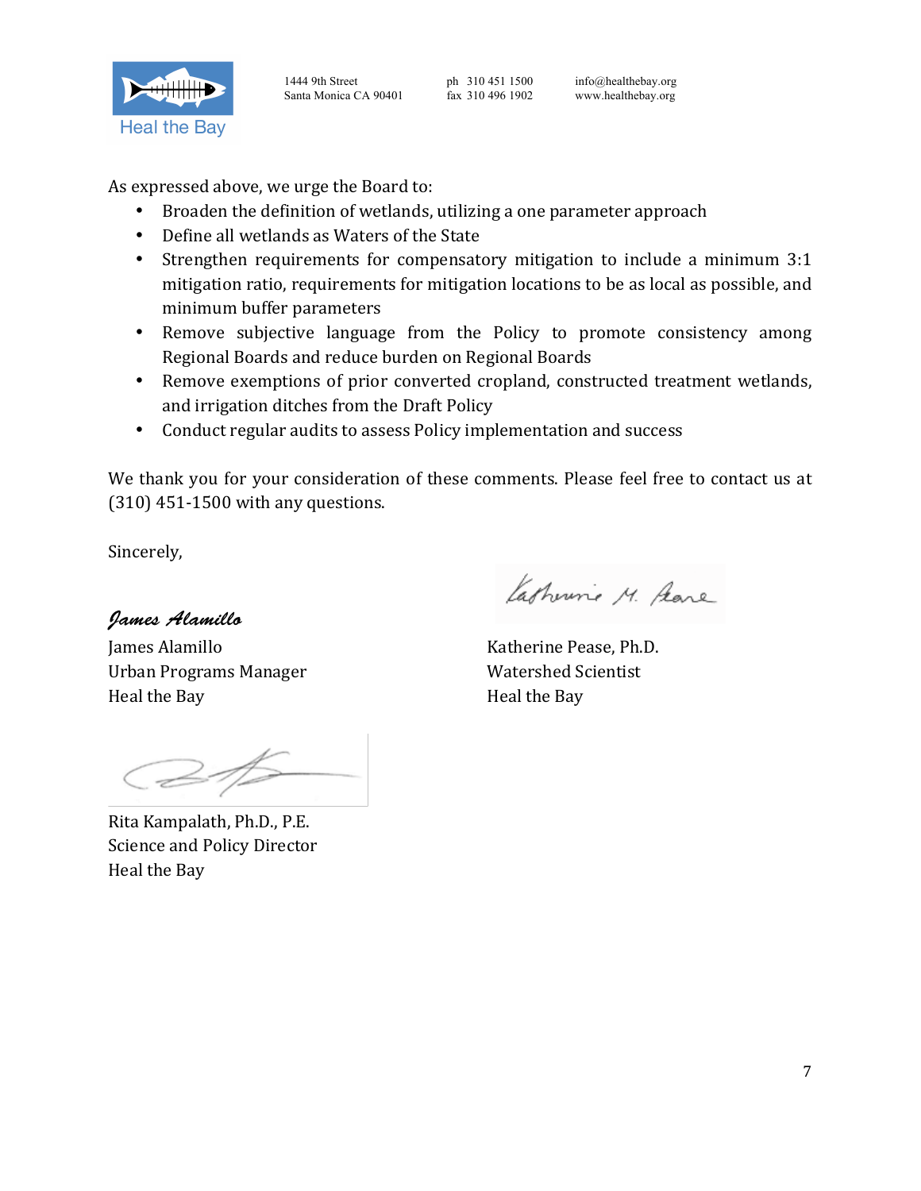As expressed above, we urge the Board to:

- Broaden the definition of wetlands, utilizing a one parameter approach
- Define all wetlands as Waters of the State
- Strengthen requirements for compensatory mitigation to include a minimum 3:1 mitigation ratio, requirements for mitigation locations to be as local as possible, and minimum buffer parameters
- Remove subjective language from the Policy to promote consistency among Regional Boards and reduce burden on Regional Boards
- Remove exemptions of prior converted cropland, constructed treatment wetlands, and irrigation ditches from the Draft Policy
- Conduct regular audits to assess Policy implementation and success

We thank you for your consideration of these comments. Please feel free to contact us at (310) 451-1500 with any questions.

Sincerely,

*James Alamillo*

James Alamillo
Urban Programs Manager
Heal the Bay

Katherine Pease, Ph.D.
Watershed Scientist
Heal the Bay

Rita Kampalath, Ph.D., P.E.
Science and Policy Director
Heal the Bay